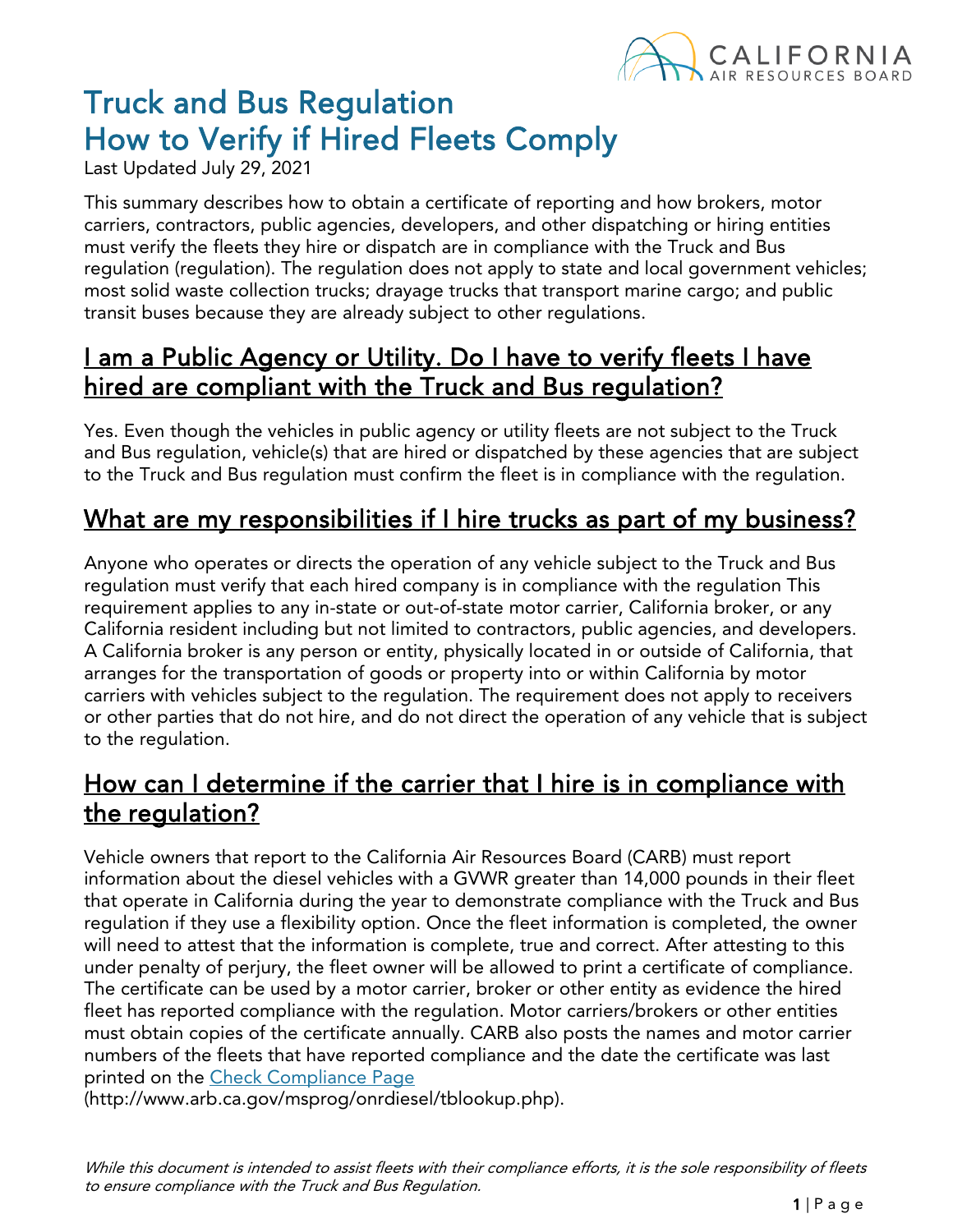# Truck and Bus Regulation How to Verify if Hired Fleets Comply

Last Updated July 29, 2021

This summary describes how to obtain a certificate of reporting and how brokers, motor carriers, contractors, public agencies, developers, and other dispatching or hiring entities must verify the fleets they hire or dispatch are in compliance with the Truck and Bus regulation (regulation). The regulation does not apply to state and local government vehicles; most solid waste collection trucks; drayage trucks that transport marine cargo; and public transit buses because they are already subject to other regulations.

## I am a Public Agency or Utility. Do I have to verify fleets I have hired are compliant with the Truck and Bus regulation?

Yes. Even though the vehicles in public agency or utility fleets are not subject to the Truck and Bus regulation, vehicle(s) that are hired or dispatched by these agencies that are subject to the Truck and Bus regulation must confirm the fleet is in compliance with the regulation.

## What are my responsibilities if I hire trucks as part of my business?

Anyone who operates or directs the operation of any vehicle subject to the Truck and Bus regulation must verify that each hired company is in compliance with the regulation This requirement applies to any in-state or out-of-state motor carrier, California broker, or any California resident including but not limited to contractors, public agencies, and developers. A California broker is any person or entity, physically located in or outside of California, that arranges for the transportation of goods or property into or within California by motor carriers with vehicles subject to the regulation. The requirement does not apply to receivers or other parties that do not hire, and do not direct the operation of any vehicle that is subject to the regulation.

## How can I determine if the carrier that I hire is in compliance with the regulation?

Vehicle owners that report to the California Air Resources Board (CARB) must report information about the diesel vehicles with a GVWR greater than 14,000 pounds in their fleet that operate in California during the year to demonstrate compliance with the Truck and Bus regulation if they use a flexibility option. Once the fleet information is completed, the owner will need to attest that the information is complete, true and correct. After attesting to this under penalty of perjury, the fleet owner will be allowed to print a certificate of compliance. The certificate can be used by a motor carrier, broker or other entity as evidence the hired fleet has reported compliance with the regulation. Motor carriers/brokers or other entities must obtain copies of the certificate annually. CARB also posts the names and motor carrier numbers of the fleets that have reported compliance and the date the certificate was last printed on the [Check Compliance Page](http://www.arb.ca.gov/msprog/onrdiesel/tblookup.php) (http://www.arb.ca.gov/msprog/onrdiesel/tblookup.php).

*While this document is intended to assist fleets with their compliance efforts, it is the sole responsibility of fleets to ensure compliance with the Truck and Bus Regulation.*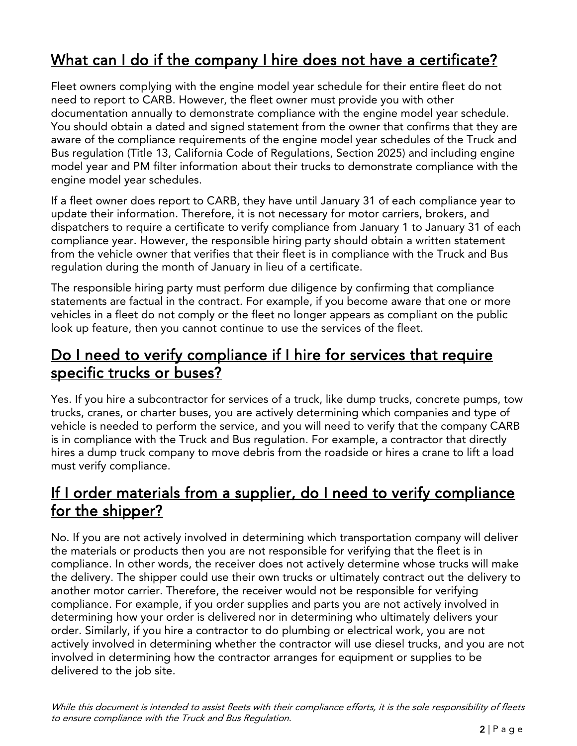## What can I do if the company I hire does not have a certificate?

Fleet owners complying with the engine model year schedule for their entire fleet do not need to report to CARB. However, the fleet owner must provide you with other documentation annually to demonstrate compliance with the engine model year schedule. You should obtain a dated and signed statement from the owner that confirms that they are aware of the compliance requirements of the engine model year schedules of the Truck and Bus regulation (Title 13, California Code of Regulations, Section 2025) and including engine model year and PM filter information about their trucks to demonstrate compliance with the engine model year schedules.

If a fleet owner does report to CARB, they have until January 31 of each compliance year to update their information. Therefore, it is not necessary for motor carriers, brokers, and dispatchers to require a certificate to verify compliance from January 1 to January 31 of each compliance year. However, the responsible hiring party should obtain a written statement from the vehicle owner that verifies that their fleet is in compliance with the Truck and Bus regulation during the month of January in lieu of a certificate.

The responsible hiring party must perform due diligence by confirming that compliance statements are factual in the contract. For example, if you become aware that one or more vehicles in a fleet do not comply or the fleet no longer appears as compliant on the public look up feature, then you cannot continue to use the services of the fleet.

## Do I need to verify compliance if I hire for services that require specific trucks or buses?

Yes. If you hire a subcontractor for services of a truck, like dump trucks, concrete pumps, tow trucks, cranes, or charter buses, you are actively determining which companies and type of vehicle is needed to perform the service, and you will need to verify that the company CARB is in compliance with the Truck and Bus regulation. For example, a contractor that directly hires a dump truck company to move debris from the roadside or hires a crane to lift a load must verify compliance.

## If I order materials from a supplier, do I need to verify compliance for the shipper?

No. If you are not actively involved in determining which transportation company will deliver the materials or products then you are not responsible for verifying that the fleet is in compliance. In other words, the receiver does not actively determine whose trucks will make the delivery. The shipper could use their own trucks or ultimately contract out the delivery to another motor carrier. Therefore, the receiver would not be responsible for verifying compliance. For example, if you order supplies and parts you are not actively involved in determining how your order is delivered nor in determining who ultimately delivers your order. Similarly, if you hire a contractor to do plumbing or electrical work, you are not actively involved in determining whether the contractor will use diesel trucks, and you are not involved in determining how the contractor arranges for equipment or supplies to be delivered to the job site.

*While this document is intended to assist fleets with their compliance efforts, it is the sole responsibility of fleets to ensure compliance with the Truck and Bus Regulation.*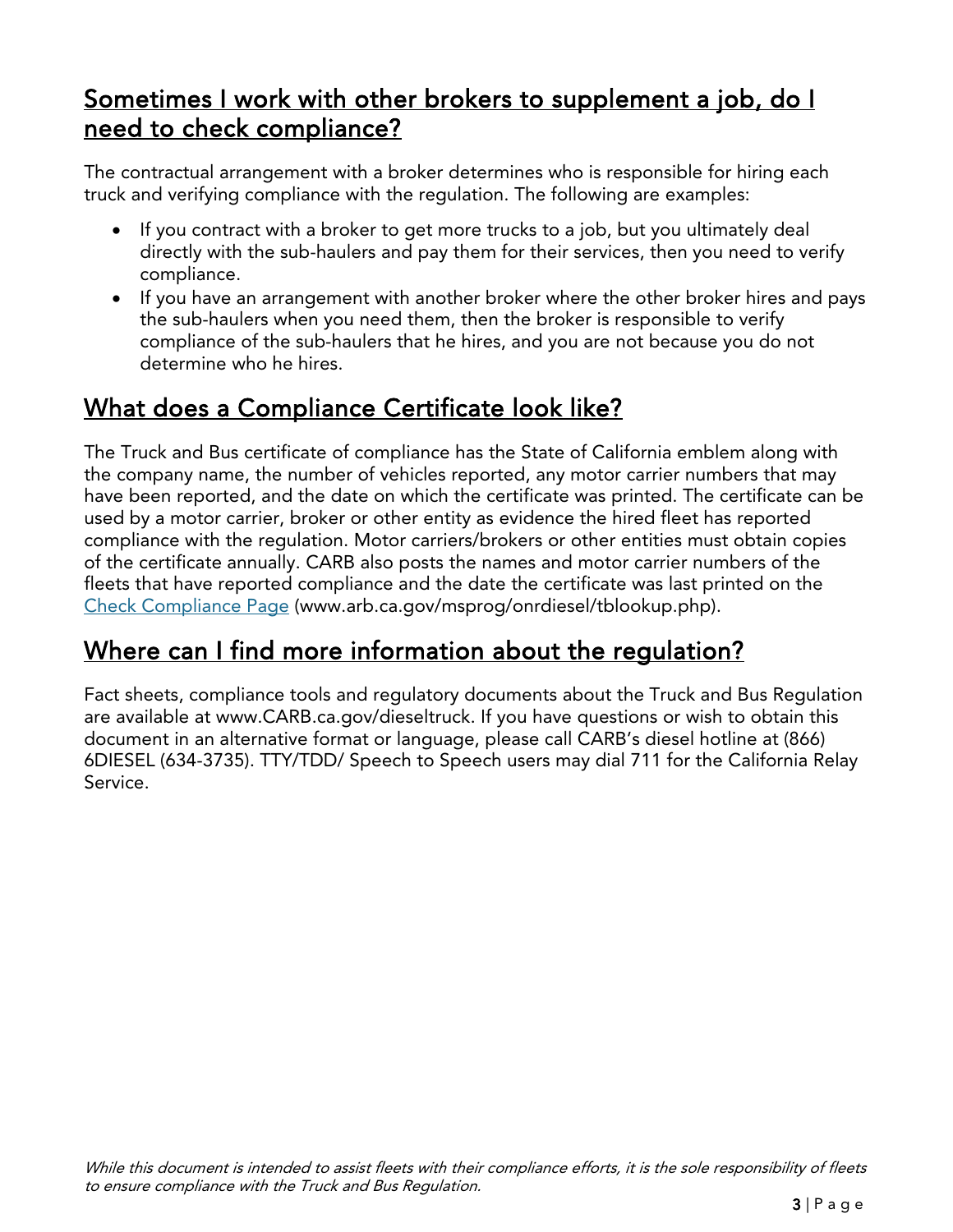## Sometimes I work with other brokers to supplement a job, do I need to check compliance?

The contractual arrangement with a broker determines who is responsible for hiring each truck and verifying compliance with the regulation. The following are examples:

- If you contract with a broker to get more trucks to a job, but you ultimately deal directly with the sub-haulers and pay them for their services, then you need to verify compliance.
- If you have an arrangement with another broker where the other broker hires and pays the sub-haulers when you need them, then the broker is responsible to verify compliance of the sub-haulers that he hires, and you are not because you do not determine who he hires.

## What does a Compliance Certificate look like?

The Truck and Bus certificate of compliance has the State of California emblem along with the company name, the number of vehicles reported, any motor carrier numbers that may have been reported, and the date on which the certificate was printed. The certificate can be used by a motor carrier, broker or other entity as evidence the hired fleet has reported compliance with the regulation. Motor carriers/brokers or other entities must obtain copies of the certificate annually. CARB also posts the names and motor carrier numbers of the fleets that have reported compliance and the date the certificate was last printed on the [Check Compliance Page](www.arb.ca.gov/msprog/onrdiesel/tblookup.php) (www.arb.ca.gov/msprog/onrdiesel/tblookup.php).

## Where can I find more information about the regulation?

Fact sheets, compliance tools and regulatory documents about the Truck and Bus Regulation are available at www.CARB.ca.gov/dieseltruck. If you have questions or wish to obtain this document in an alternative format or language, please call CARB's diesel hotline at (866) 6DIESEL (634-3735). TTY/TDD/ Speech to Speech users may dial 711 for the California Relay Service.

*While this document is intended to assist fleets with their compliance efforts, it is the sole responsibility of fleets to ensure compliance with the Truck and Bus Regulation.*